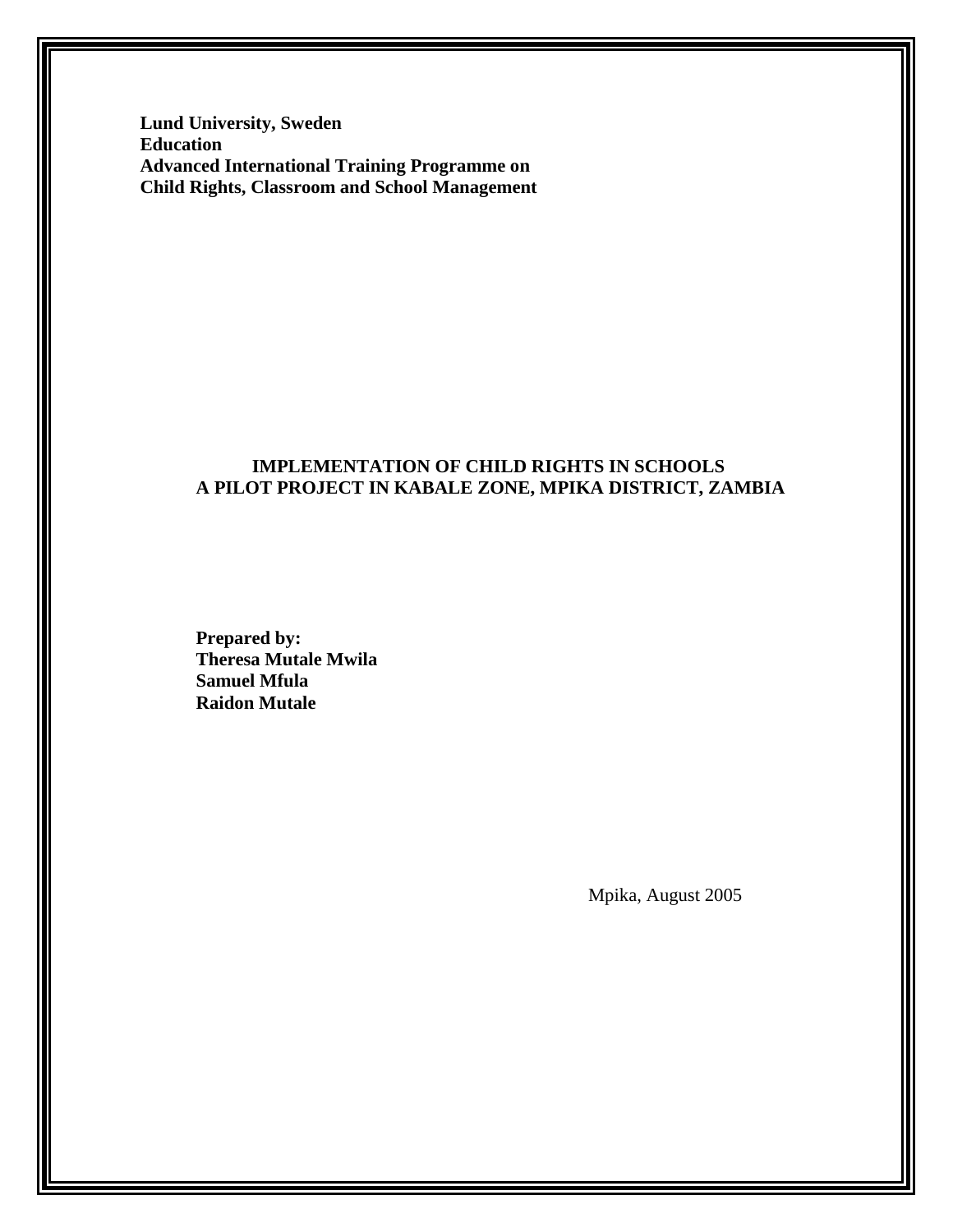**Lund University, Sweden**
**Education**
**Advanced International Training Programme on**
**Child Rights, Classroom and School Management**

# IMPLEMENTATION OF CHILD RIGHTS IN SCHOOLS
# A PILOT PROJECT IN KABALE ZONE, MPIKA DISTRICT, ZAMBIA

**Prepared by:**
**Theresa Mutale Mwila**
**Samuel Mfula**
**Raidon Mutale**

Mpika, August 2005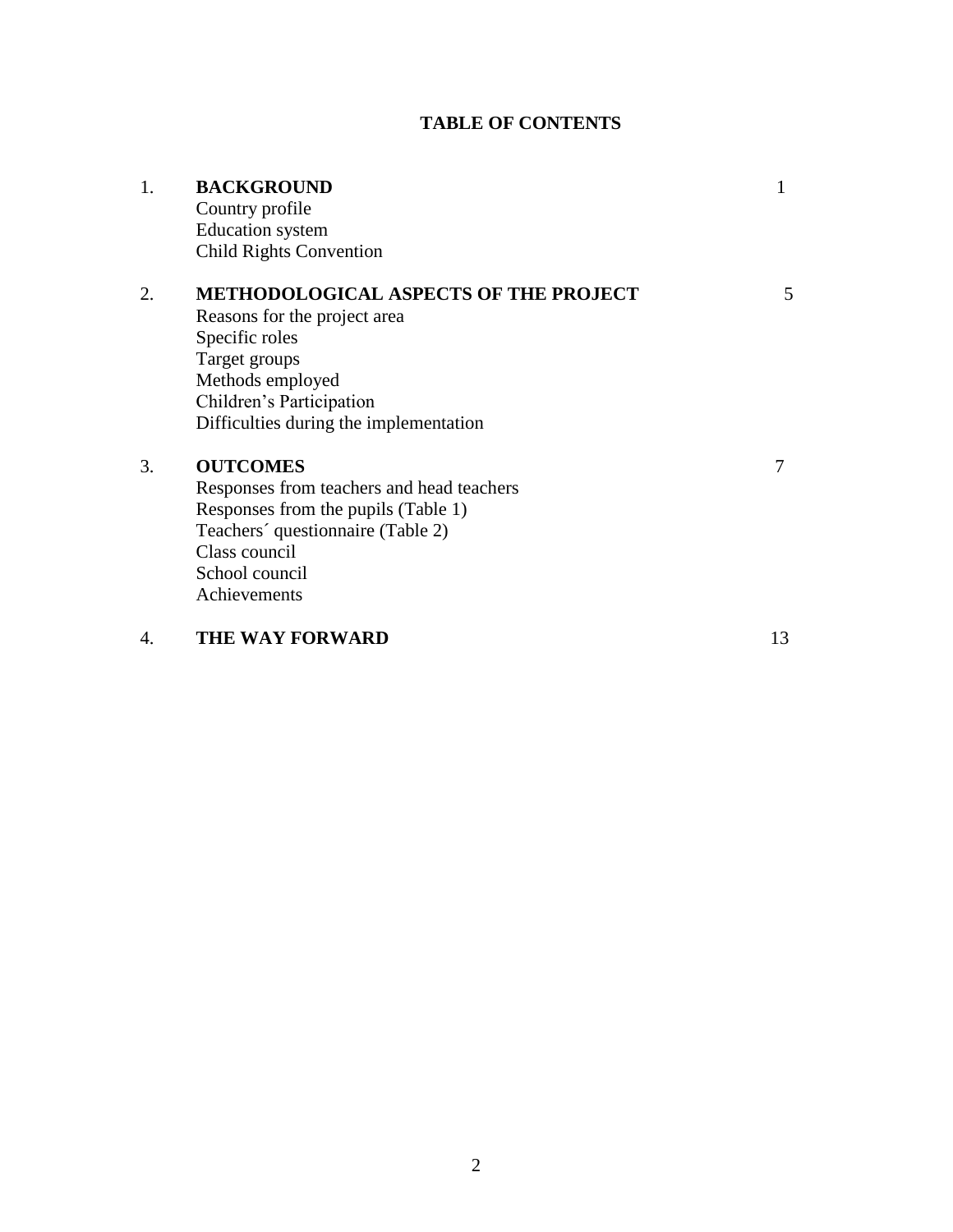# TABLE OF CONTENTS

| | | |
|---|---|---|
| 1. | **BACKGROUND**<br>Country profile<br>Education system<br>Child Rights Convention | 1 |
| 2. | **METHODOLOGICAL ASPECTS OF THE PROJECT**<br>Reasons for the project area<br>Specific roles<br>Target groups<br>Methods employed<br>Children's Participation<br>Difficulties during the implementation | 5 |
| 3. | **OUTCOMES**<br>Responses from teachers and head teachers<br>Responses from the pupils (Table 1)<br>Teachers´ questionnaire (Table 2)<br>Class council<br>School council<br>Achievements | 7 |
| 4. | **THE WAY FORWARD** | 13 |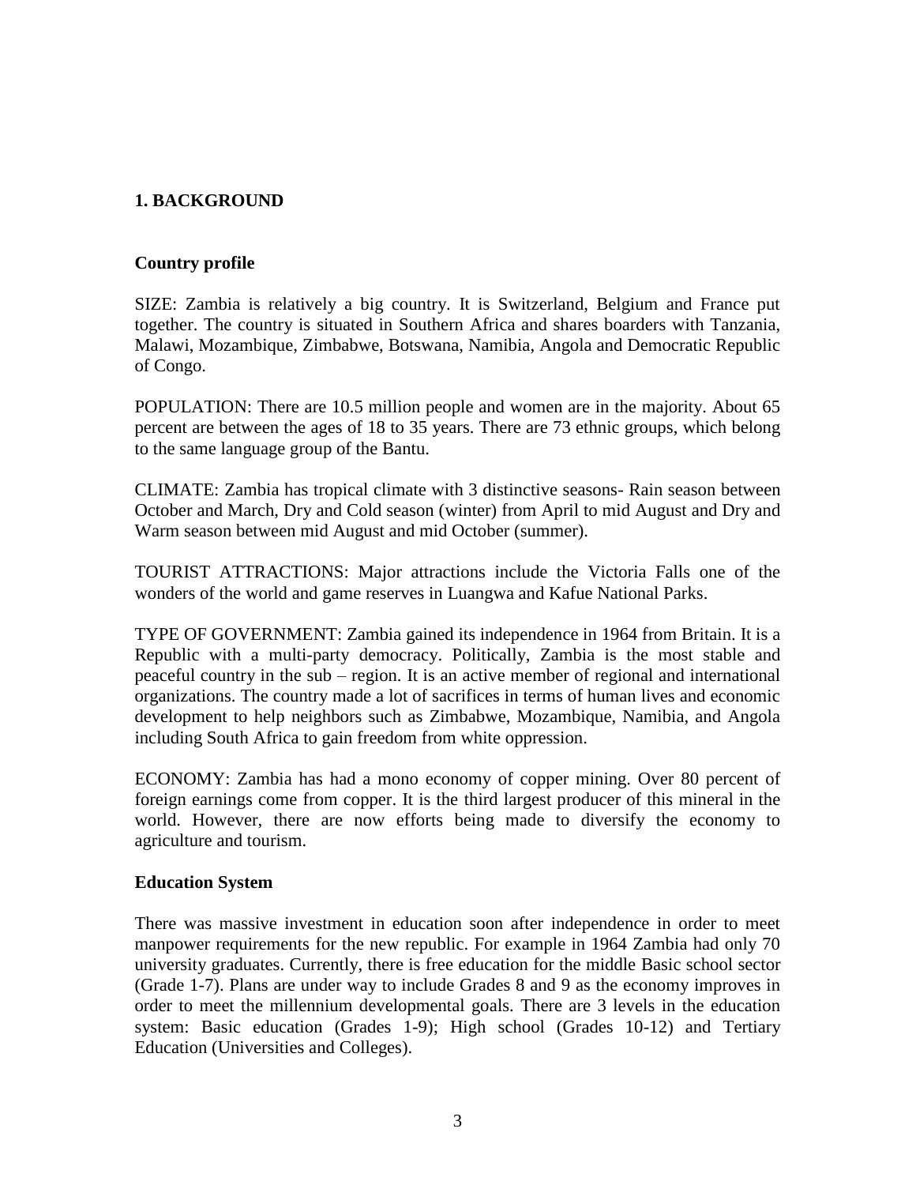## 1. BACKGROUND

### Country profile

SIZE: Zambia is relatively a big country. It is Switzerland, Belgium and France put together. The country is situated in Southern Africa and shares boarders with Tanzania, Malawi, Mozambique, Zimbabwe, Botswana, Namibia, Angola and Democratic Republic of Congo.

POPULATION: There are 10.5 million people and women are in the majority. About 65 percent are between the ages of 18 to 35 years. There are 73 ethnic groups, which belong to the same language group of the Bantu.

CLIMATE: Zambia has tropical climate with 3 distinctive seasons- Rain season between October and March, Dry and Cold season (winter) from April to mid August and Dry and Warm season between mid August and mid October (summer).

TOURIST ATTRACTIONS: Major attractions include the Victoria Falls one of the wonders of the world and game reserves in Luangwa and Kafue National Parks.

TYPE OF GOVERNMENT: Zambia gained its independence in 1964 from Britain. It is a Republic with a multi-party democracy. Politically, Zambia is the most stable and peaceful country in the sub – region. It is an active member of regional and international organizations. The country made a lot of sacrifices in terms of human lives and economic development to help neighbors such as Zimbabwe, Mozambique, Namibia, and Angola including South Africa to gain freedom from white oppression.

ECONOMY: Zambia has had a mono economy of copper mining. Over 80 percent of foreign earnings come from copper. It is the third largest producer of this mineral in the world. However, there are now efforts being made to diversify the economy to agriculture and tourism.

### Education System

There was massive investment in education soon after independence in order to meet manpower requirements for the new republic. For example in 1964 Zambia had only 70 university graduates. Currently, there is free education for the middle Basic school sector (Grade 1-7). Plans are under way to include Grades 8 and 9 as the economy improves in order to meet the millennium developmental goals. There are 3 levels in the education system: Basic education (Grades 1-9); High school (Grades 10-12) and Tertiary Education (Universities and Colleges).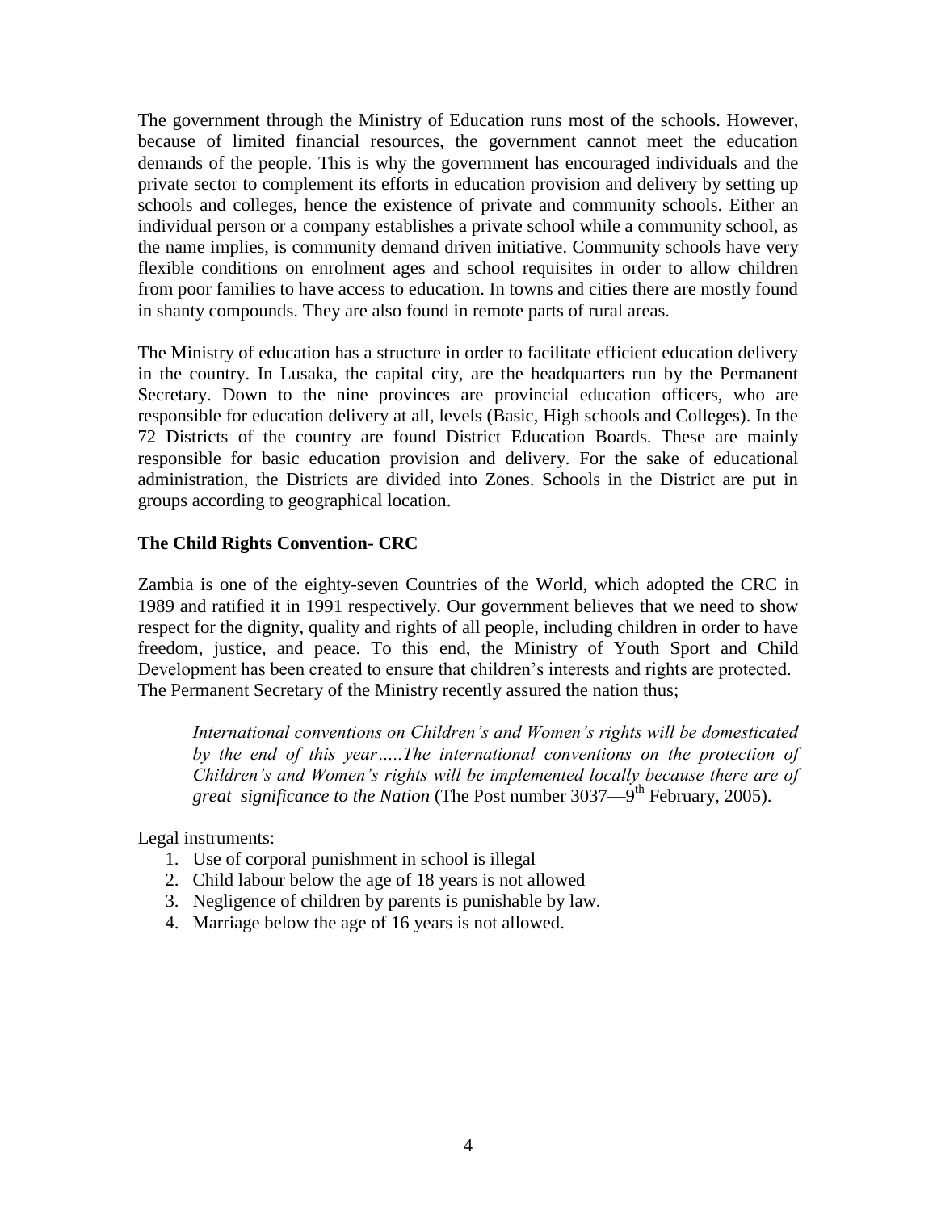The government through the Ministry of Education runs most of the schools. However, because of limited financial resources, the government cannot meet the education demands of the people. This is why the government has encouraged individuals and the private sector to complement its efforts in education provision and delivery by setting up schools and colleges, hence the existence of private and community schools. Either an individual person or a company establishes a private school while a community school, as the name implies, is community demand driven initiative. Community schools have very flexible conditions on enrolment ages and school requisites in order to allow children from poor families to have access to education. In towns and cities there are mostly found in shanty compounds. They are also found in remote parts of rural areas.

The Ministry of education has a structure in order to facilitate efficient education delivery in the country. In Lusaka, the capital city, are the headquarters run by the Permanent Secretary. Down to the nine provinces are provincial education officers, who are responsible for education delivery at all, levels (Basic, High schools and Colleges). In the 72 Districts of the country are found District Education Boards. These are mainly responsible for basic education provision and delivery. For the sake of educational administration, the Districts are divided into Zones. Schools in the District are put in groups according to geographical location.

### The Child Rights Convention- CRC

Zambia is one of the eighty-seven Countries of the World, which adopted the CRC in 1989 and ratified it in 1991 respectively. Our government believes that we need to show respect for the dignity, quality and rights of all people, including children in order to have freedom, justice, and peace. To this end, the Ministry of Youth Sport and Child Development has been created to ensure that children's interests and rights are protected. The Permanent Secretary of the Ministry recently assured the nation thus;

> *International conventions on Children's and Women's rights will be domesticated by the end of this year…..The international conventions on the protection of Children's and Women's rights will be implemented locally because there are of great significance to the Nation* (The Post number 3037—9th February, 2005).

Legal instruments:

1. Use of corporal punishment in school is illegal
2. Child labour below the age of 18 years is not allowed
3. Negligence of children by parents is punishable by law.
4. Marriage below the age of 16 years is not allowed.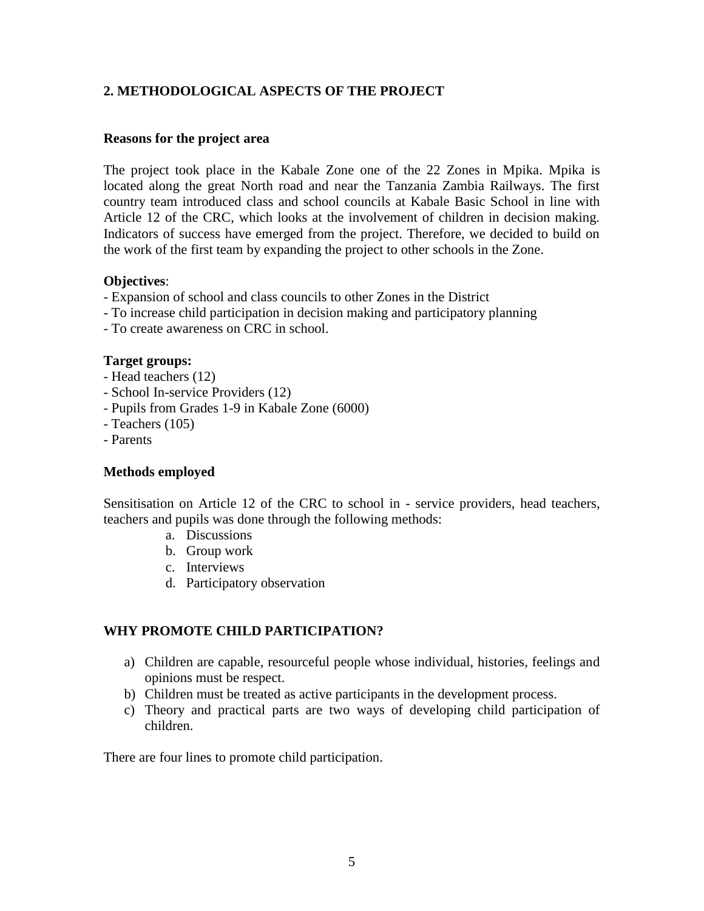## 2. METHODOLOGICAL ASPECTS OF THE PROJECT

### Reasons for the project area

The project took place in the Kabale Zone one of the 22 Zones in Mpika. Mpika is located along the great North road and near the Tanzania Zambia Railways. The first country team introduced class and school councils at Kabale Basic School in line with Article 12 of the CRC, which looks at the involvement of children in decision making. Indicators of success have emerged from the project. Therefore, we decided to build on the work of the first team by expanding the project to other schools in the Zone.

**Objectives**:

- Expansion of school and class councils to other Zones in the District
- To increase child participation in decision making and participatory planning
- To create awareness on CRC in school.

**Target groups:**

- Head teachers (12)
- School In-service Providers (12)
- Pupils from Grades 1-9 in Kabale Zone (6000)
- Teachers (105)
- Parents

### Methods employed

Sensitisation on Article 12 of the CRC to school in - service providers, head teachers, teachers and pupils was done through the following methods:

a. Discussions
b. Group work
c. Interviews
d. Participatory observation

### WHY PROMOTE CHILD PARTICIPATION?

a) Children are capable, resourceful people whose individual, histories, feelings and opinions must be respect.
b) Children must be treated as active participants in the development process.
c) Theory and practical parts are two ways of developing child participation of children.

There are four lines to promote child participation.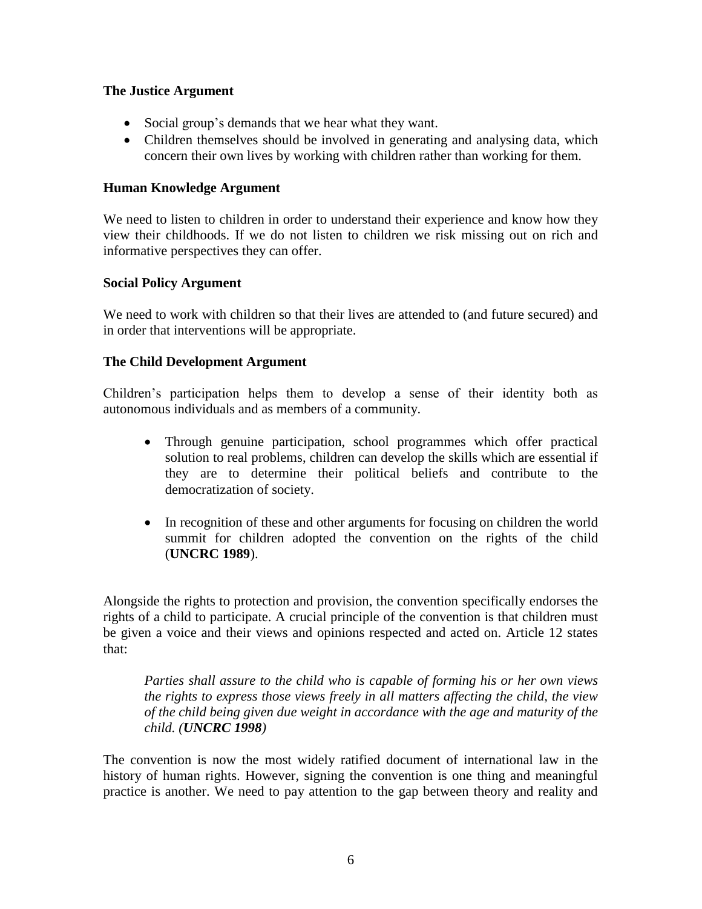**The Justice Argument**

- Social group's demands that we hear what they want.
- Children themselves should be involved in generating and analysing data, which concern their own lives by working with children rather than working for them.

**Human Knowledge Argument**

We need to listen to children in order to understand their experience and know how they view their childhoods. If we do not listen to children we risk missing out on rich and informative perspectives they can offer.

**Social Policy Argument**

We need to work with children so that their lives are attended to (and future secured) and in order that interventions will be appropriate.

**The Child Development Argument**

Children's participation helps them to develop a sense of their identity both as autonomous individuals and as members of a community.

- Through genuine participation, school programmes which offer practical solution to real problems, children can develop the skills which are essential if they are to determine their political beliefs and contribute to the democratization of society.

- In recognition of these and other arguments for focusing on children the world summit for children adopted the convention on the rights of the child (**UNCRC 1989**).

Alongside the rights to protection and provision, the convention specifically endorses the rights of a child to participate. A crucial principle of the convention is that children must be given a voice and their views and opinions respected and acted on. Article 12 states that:

> *Parties shall assure to the child who is capable of forming his or her own views the rights to express those views freely in all matters affecting the child, the view of the child being given due weight in accordance with the age and maturity of the child. (**UNCRC 1998**)*

The convention is now the most widely ratified document of international law in the history of human rights. However, signing the convention is one thing and meaningful practice is another. We need to pay attention to the gap between theory and reality and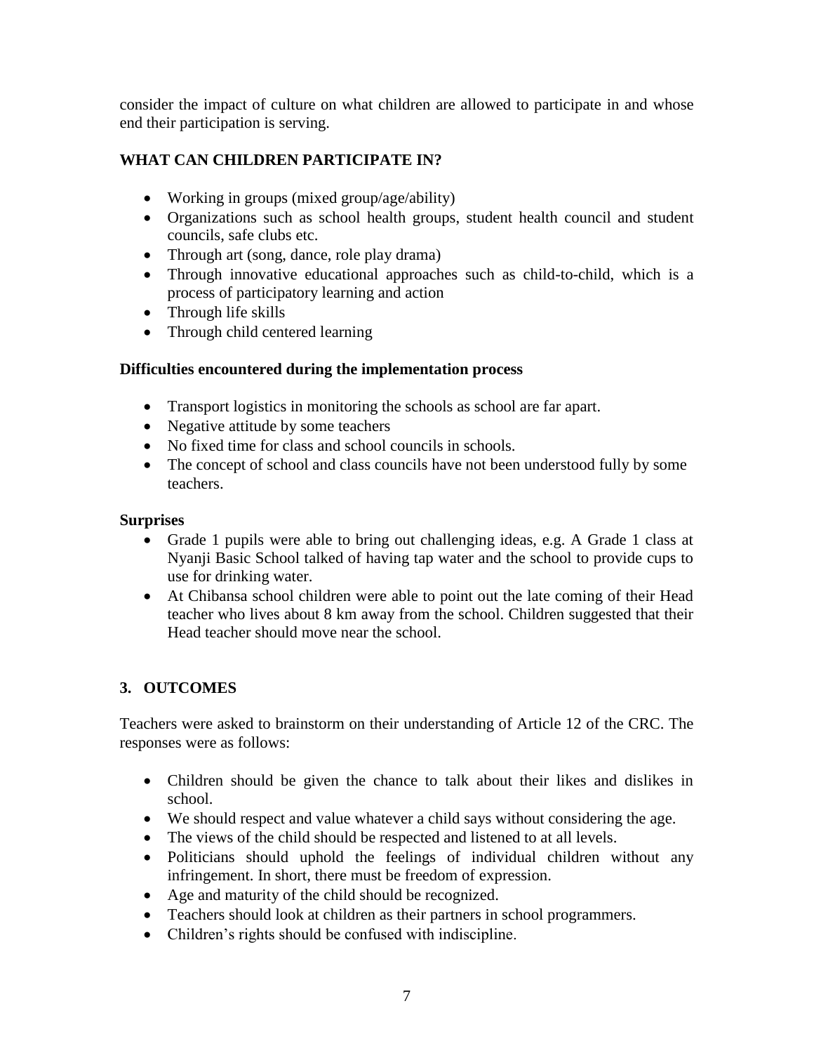consider the impact of culture on what children are allowed to participate in and whose end their participation is serving.

### WHAT CAN CHILDREN PARTICIPATE IN?

- Working in groups (mixed group/age/ability)
- Organizations such as school health groups, student health council and student councils, safe clubs etc.
- Through art (song, dance, role play drama)
- Through innovative educational approaches such as child-to-child, which is a process of participatory learning and action
- Through life skills
- Through child centered learning

### Difficulties encountered during the implementation process

- Transport logistics in monitoring the schools as school are far apart.
- Negative attitude by some teachers
- No fixed time for class and school councils in schools.
- The concept of school and class councils have not been understood fully by some teachers.

### Surprises

- Grade 1 pupils were able to bring out challenging ideas, e.g. A Grade 1 class at Nyanji Basic School talked of having tap water and the school to provide cups to use for drinking water.
- At Chibansa school children were able to point out the late coming of their Head teacher who lives about 8 km away from the school. Children suggested that their Head teacher should move near the school.

## 3. OUTCOMES

Teachers were asked to brainstorm on their understanding of Article 12 of the CRC. The responses were as follows:

- Children should be given the chance to talk about their likes and dislikes in school.
- We should respect and value whatever a child says without considering the age.
- The views of the child should be respected and listened to at all levels.
- Politicians should uphold the feelings of individual children without any infringement. In short, there must be freedom of expression.
- Age and maturity of the child should be recognized.
- Teachers should look at children as their partners in school programmers.
- Children's rights should be confused with indiscipline.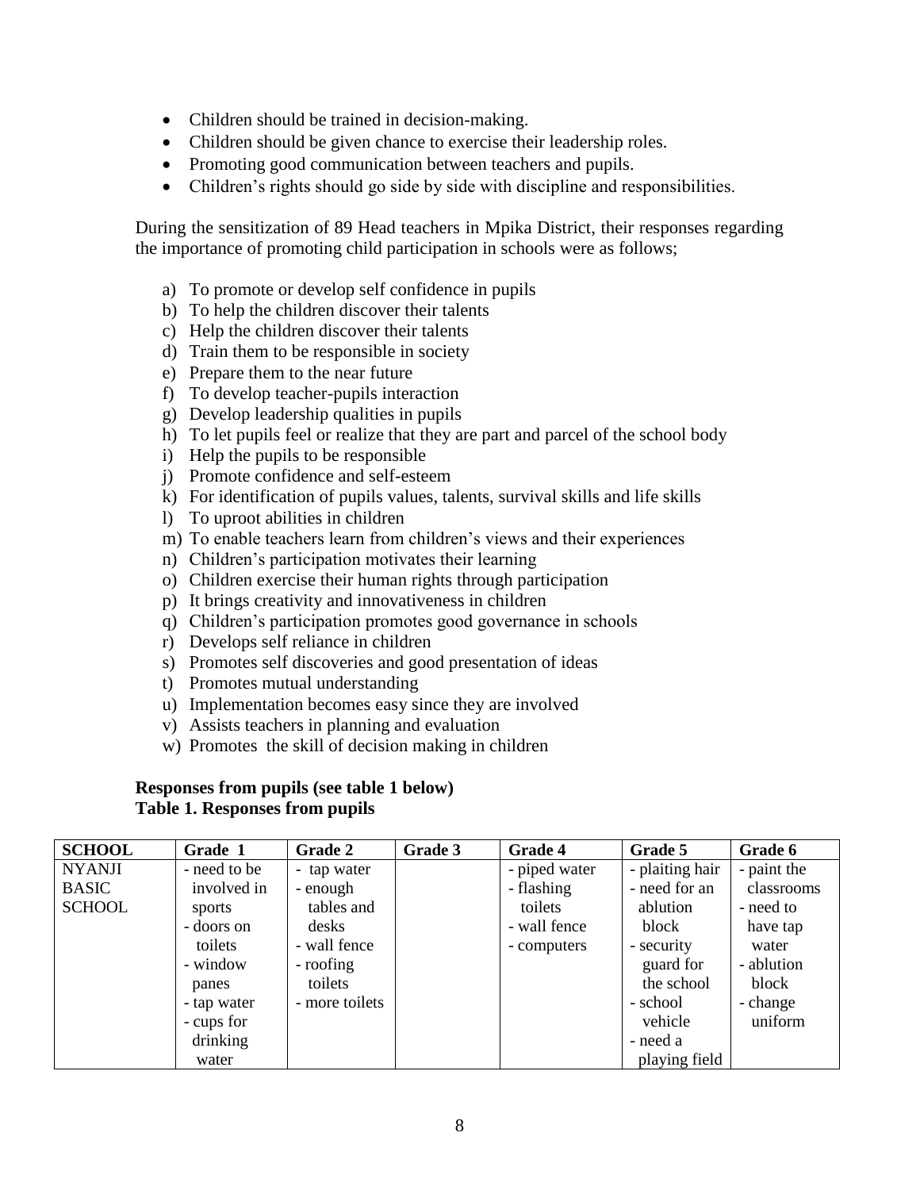- Children should be trained in decision-making.
- Children should be given chance to exercise their leadership roles.
- Promoting good communication between teachers and pupils.
- Children's rights should go side by side with discipline and responsibilities.

During the sensitization of 89 Head teachers in Mpika District, their responses regarding the importance of promoting child participation in schools were as follows;

a) To promote or develop self confidence in pupils
b) To help the children discover their talents
c) Help the children discover their talents
d) Train them to be responsible in society
e) Prepare them to the near future
f) To develop teacher-pupils interaction
g) Develop leadership qualities in pupils
h) To let pupils feel or realize that they are part and parcel of the school body
i) Help the pupils to be responsible
j) Promote confidence and self-esteem
k) For identification of pupils values, talents, survival skills and life skills
l) To uproot abilities in children
m) To enable teachers learn from children's views and their experiences
n) Children's participation motivates their learning
o) Children exercise their human rights through participation
p) It brings creativity and innovativeness in children
q) Children's participation promotes good governance in schools
r) Develops self reliance in children
s) Promotes self discoveries and good presentation of ideas
t) Promotes mutual understanding
u) Implementation becomes easy since they are involved
v) Assists teachers in planning and evaluation
w) Promotes the skill of decision making in children

**Responses from pupils (see table 1 below)**
**Table 1. Responses from pupils**

| SCHOOL | Grade 1 | Grade 2 | Grade 3 | Grade 4 | Grade 5 | Grade 6 |
|---|---|---|---|---|---|---|
| NYANJI BASIC SCHOOL | - need to be involved in sports<br>- doors on toilets<br>- window panes<br>- tap water<br>- cups for drinking water | - tap water<br>- enough tables and desks<br>- wall fence<br>- roofing toilets<br>- more toilets | | - piped water<br>- flashing toilets<br>- wall fence<br>- computers | - plaiting hair<br>- need for an ablution block<br>- security guard for the school<br>- school vehicle<br>- need a playing field | - paint the classrooms<br>- need to have tap water<br>- ablution block<br>- change uniform |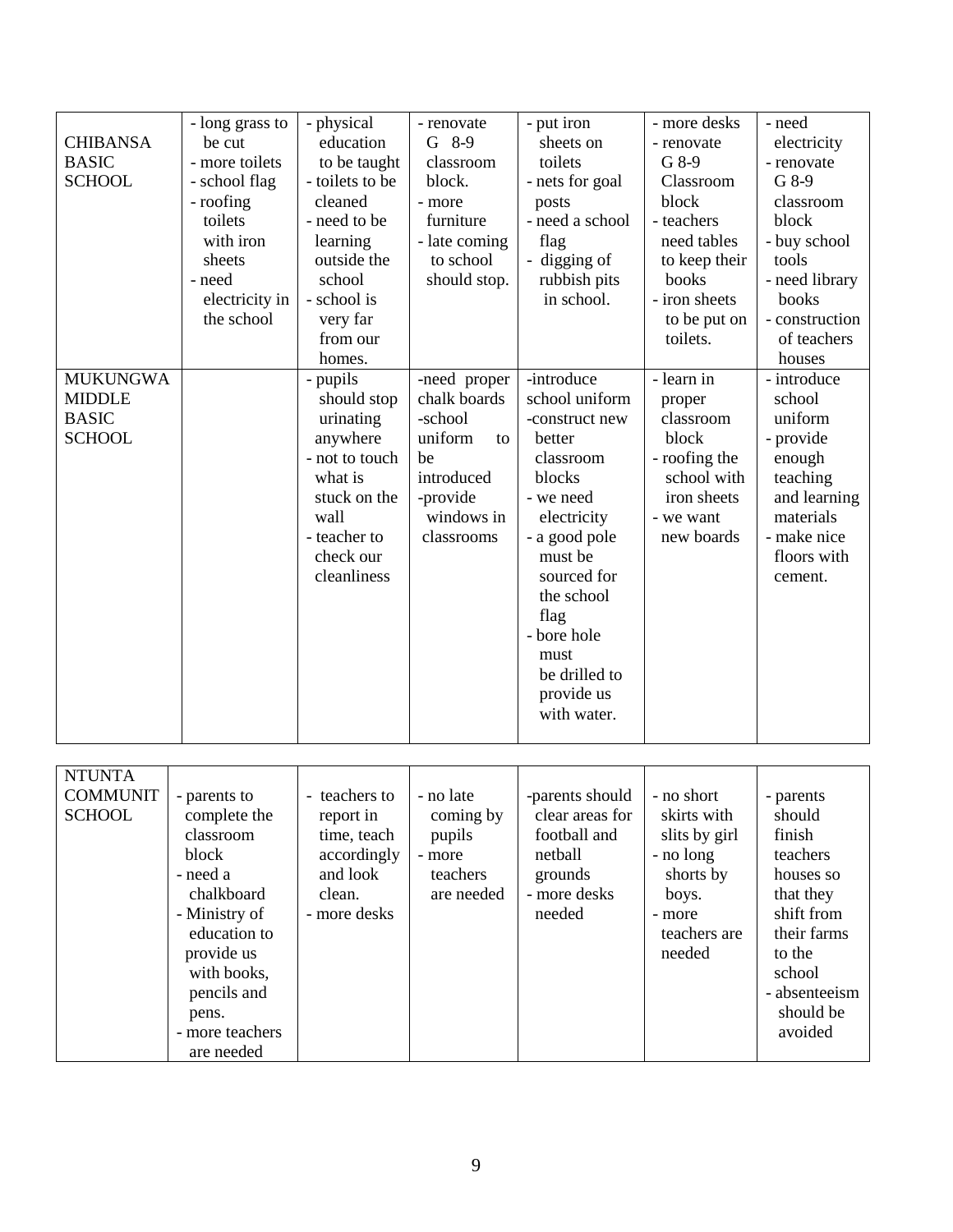| | | | | | | |
|---|---|---|---|---|---|---|
| CHIBANSA BASIC SCHOOL | - long grass to be cut<br>- more toilets<br>- school flag<br>- roofing toilets with iron sheets<br>- need electricity in the school | - physical education to be taught<br>- toilets to be cleaned<br>- need to be learning outside the school<br>- school is very far from our homes. | - renovate G 8-9 classroom block.<br>- more furniture<br>- late coming to school should stop. | - put iron sheets on toilets<br>- nets for goal posts<br>- need a school flag<br>- digging of rubbish pits in school. | - more desks<br>- renovate G 8-9 Classroom block<br>- teachers need tables to keep their books<br>- iron sheets to be put on toilets. | - need electricity<br>- renovate G 8-9 classroom block<br>- buy school tools<br>- need library books<br>- construction of teachers houses |
| MUKUNGWA MIDDLE BASIC SCHOOL | | - pupils should stop urinating anywhere<br>- not to touch what is stuck on the wall<br>- teacher to check our cleanliness | -need proper chalk boards<br>-school uniform to be introduced<br>-provide windows in classrooms | -introduce school uniform<br>-construct new better classroom blocks<br>- we need electricity<br>- a good pole must be sourced for the school flag<br>- bore hole must be drilled to provide us with water. | - learn in proper classroom block<br>- roofing the school with iron sheets<br>- we want new boards | - introduce school uniform<br>- provide enough teaching and learning materials<br>- make nice floors with cement. |
| NTUNTA COMMUNIT SCHOOL | - parents to complete the classroom block<br>- need a chalkboard<br>- Ministry of education to provide us with books, pencils and pens.<br>- more teachers are needed | - teachers to report in time, teach accordingly and look clean.<br>- more desks | - no late coming by pupils<br>- more teachers are needed | -parents should clear areas for football and netball grounds<br>- more desks needed | - no short skirts with slits by girl<br>- no long shorts by boys.<br>- more teachers are needed | - parents should finish teachers houses so that they shift from their farms to the school<br>- absenteeism should be avoided |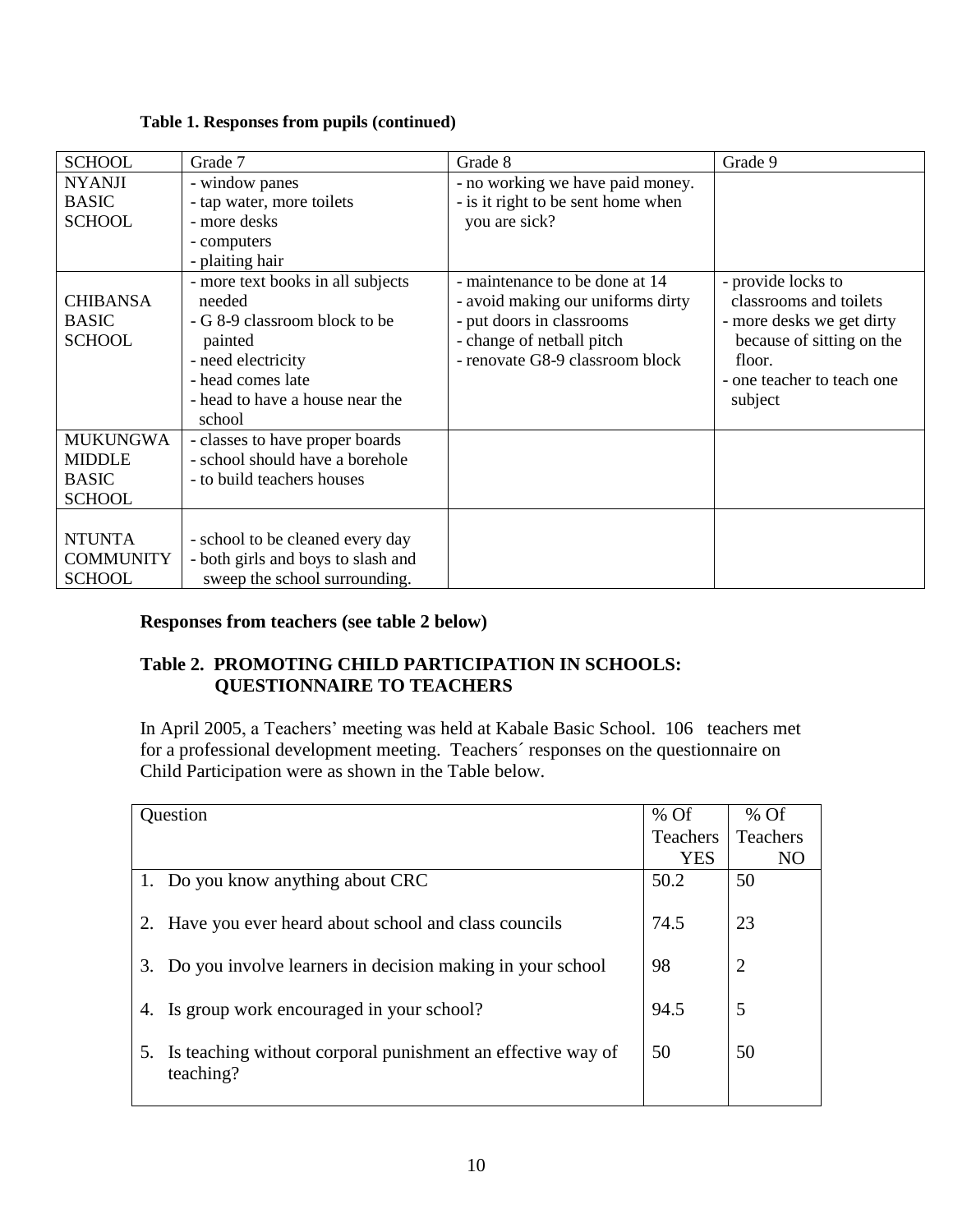**Table 1. Responses from pupils (continued)**

| SCHOOL | Grade 7 | Grade 8 | Grade 9 |
|---|---|---|---|
| NYANJI BASIC SCHOOL | - window panes<br>- tap water, more toilets<br>- more desks<br>- computers<br>- plaiting hair | - no working we have paid money.<br>- is it right to be sent home when you are sick? | |
| CHIBANSA BASIC SCHOOL | - more text books in all subjects needed<br>- G 8-9 classroom block to be painted<br>- need electricity<br>- head comes late<br>- head to have a house near the school | - maintenance to be done at 14<br>- avoid making our uniforms dirty<br>- put doors in classrooms<br>- change of netball pitch<br>- renovate G8-9 classroom block | - provide locks to classrooms and toilets<br>- more desks we get dirty because of sitting on the floor.<br>- one teacher to teach one subject |
| MUKUNGWA MIDDLE BASIC SCHOOL | - classes to have proper boards<br>- school should have a borehole<br>- to build teachers houses | | |
| NTUNTA COMMUNITY SCHOOL | - school to be cleaned every day<br>- both girls and boys to slash and sweep the school surrounding. | | |

**Responses from teachers (see table 2 below)**

**Table 2. PROMOTING CHILD PARTICIPATION IN SCHOOLS: QUESTIONNAIRE TO TEACHERS**

In April 2005, a Teachers' meeting was held at Kabale Basic School. 106 teachers met for a professional development meeting. Teachers´ responses on the questionnaire on Child Participation were as shown in the Table below.

| Question | % Of Teachers YES | % Of Teachers NO |
|---|---|---|
| 1. Do you know anything about CRC | 50.2 | 50 |
| 2. Have you ever heard about school and class councils | 74.5 | 23 |
| 3. Do you involve learners in decision making in your school | 98 | 2 |
| 4. Is group work encouraged in your school? | 94.5 | 5 |
| 5. Is teaching without corporal punishment an effective way of teaching? | 50 | 50 |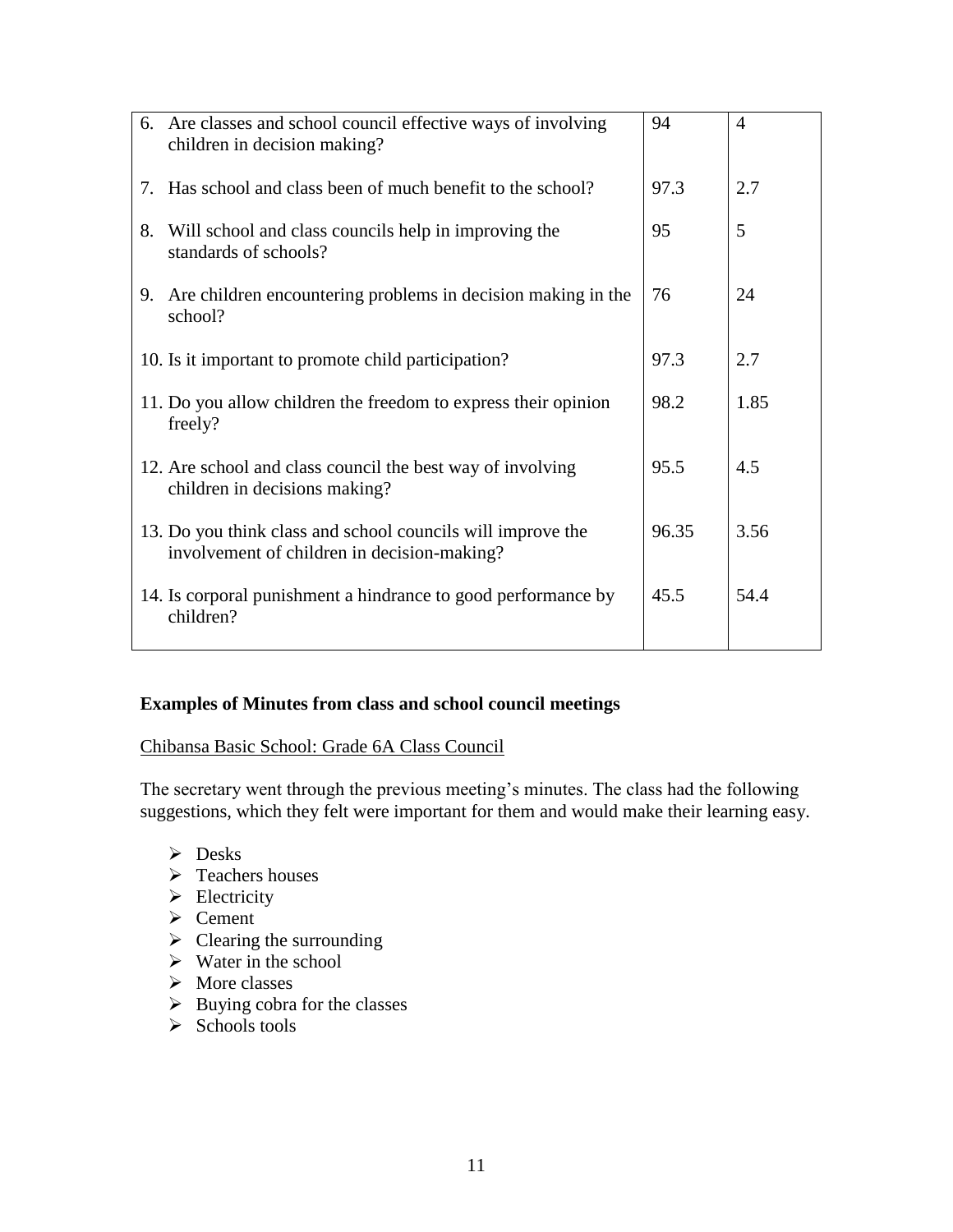| | | |
|---|---|---|
| 6. Are classes and school council effective ways of involving children in decision making? | 94 | 4 |
| 7. Has school and class been of much benefit to the school? | 97.3 | 2.7 |
| 8. Will school and class councils help in improving the standards of schools? | 95 | 5 |
| 9. Are children encountering problems in decision making in the school? | 76 | 24 |
| 10. Is it important to promote child participation? | 97.3 | 2.7 |
| 11. Do you allow children the freedom to express their opinion freely? | 98.2 | 1.85 |
| 12. Are school and class council the best way of involving children in decisions making? | 95.5 | 4.5 |
| 13. Do you think class and school councils will improve the involvement of children in decision-making? | 96.35 | 3.56 |
| 14. Is corporal punishment a hindrance to good performance by children? | 45.5 | 54.4 |

**Examples of Minutes from class and school council meetings**

Chibansa Basic School: Grade 6A Class Council

The secretary went through the previous meeting's minutes. The class had the following suggestions, which they felt were important for them and would make their learning easy.

- Desks
- Teachers houses
- Electricity
- Cement
- Clearing the surrounding
- Water in the school
- More classes
- Buying cobra for the classes
- Schools tools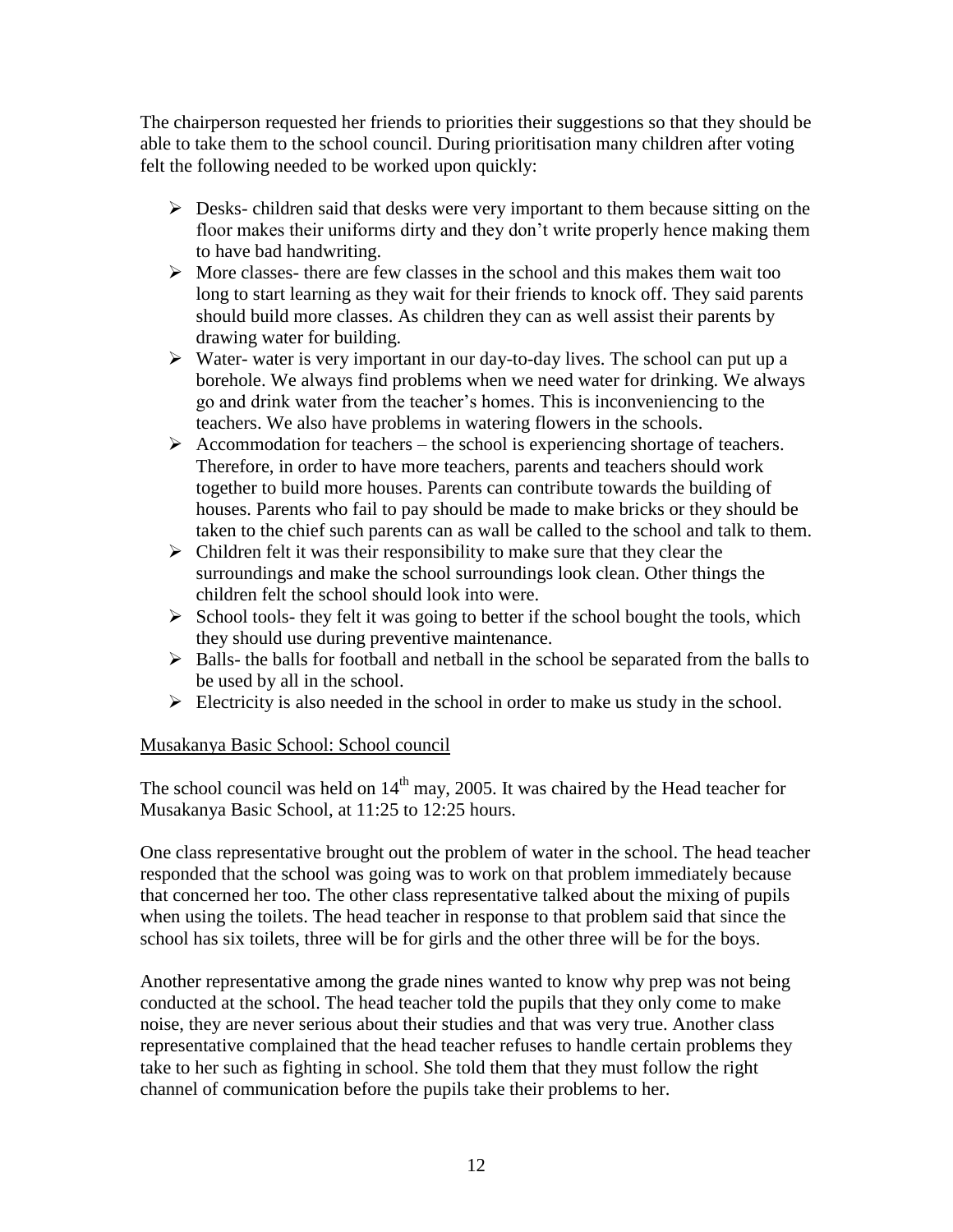The chairperson requested her friends to priorities their suggestions so that they should be able to take them to the school council. During prioritisation many children after voting felt the following needed to be worked upon quickly:

- Desks- children said that desks were very important to them because sitting on the floor makes their uniforms dirty and they don't write properly hence making them to have bad handwriting.
- More classes- there are few classes in the school and this makes them wait too long to start learning as they wait for their friends to knock off. They said parents should build more classes. As children they can as well assist their parents by drawing water for building.
- Water- water is very important in our day-to-day lives. The school can put up a borehole. We always find problems when we need water for drinking. We always go and drink water from the teacher's homes. This is inconveniencing to the teachers. We also have problems in watering flowers in the schools.
- Accommodation for teachers – the school is experiencing shortage of teachers. Therefore, in order to have more teachers, parents and teachers should work together to build more houses. Parents can contribute towards the building of houses. Parents who fail to pay should be made to make bricks or they should be taken to the chief such parents can as wall be called to the school and talk to them.
- Children felt it was their responsibility to make sure that they clear the surroundings and make the school surroundings look clean. Other things the children felt the school should look into were.
- School tools- they felt it was going to better if the school bought the tools, which they should use during preventive maintenance.
- Balls- the balls for football and netball in the school be separated from the balls to be used by all in the school.
- Electricity is also needed in the school in order to make us study in the school.

<u>Musakanya Basic School: School council</u>

The school council was held on 14th may, 2005. It was chaired by the Head teacher for Musakanya Basic School, at 11:25 to 12:25 hours.

One class representative brought out the problem of water in the school. The head teacher responded that the school was going was to work on that problem immediately because that concerned her too. The other class representative talked about the mixing of pupils when using the toilets. The head teacher in response to that problem said that since the school has six toilets, three will be for girls and the other three will be for the boys.

Another representative among the grade nines wanted to know why prep was not being conducted at the school. The head teacher told the pupils that they only come to make noise, they are never serious about their studies and that was very true. Another class representative complained that the head teacher refuses to handle certain problems they take to her such as fighting in school. She told them that they must follow the right channel of communication before the pupils take their problems to her.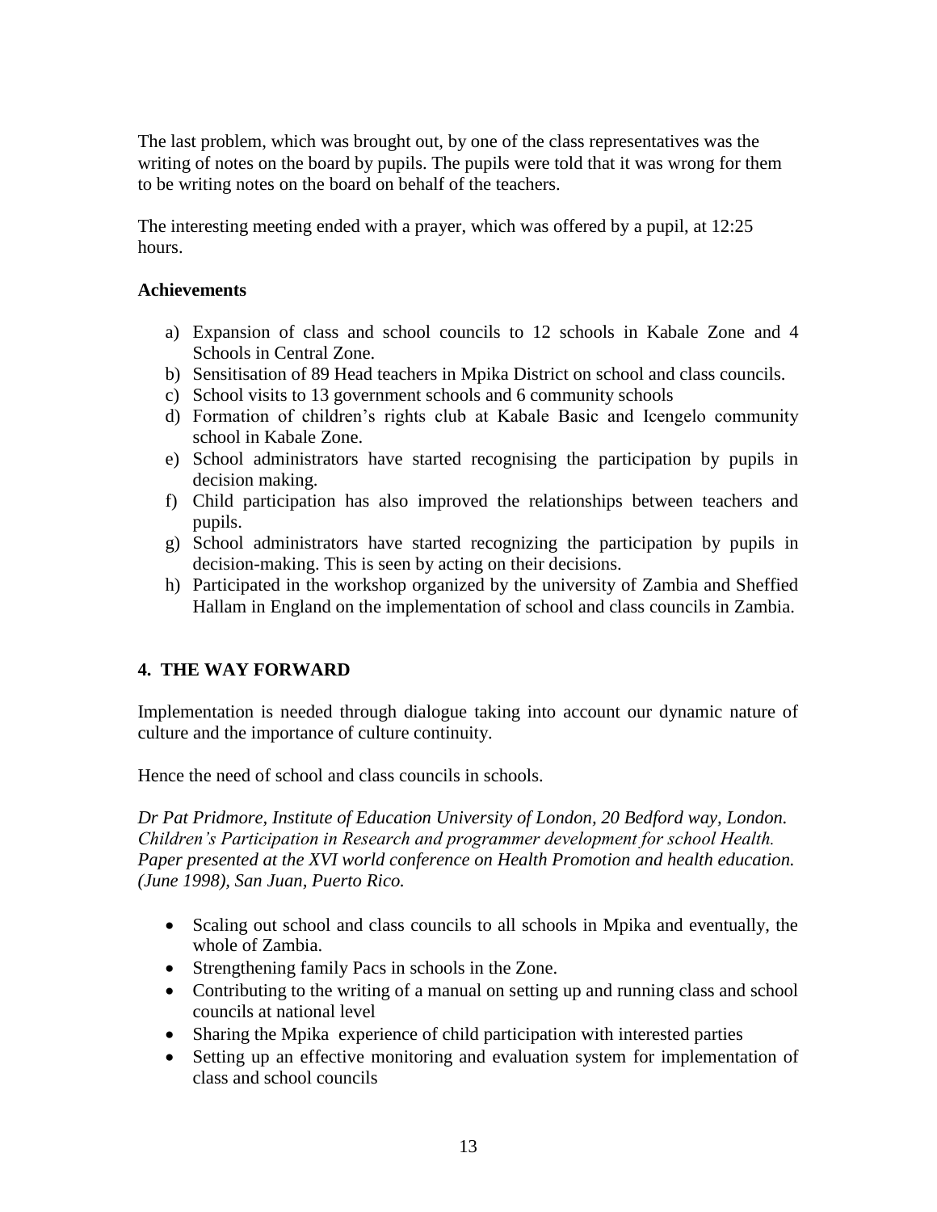The last problem, which was brought out, by one of the class representatives was the writing of notes on the board by pupils. The pupils were told that it was wrong for them to be writing notes on the board on behalf of the teachers.

The interesting meeting ended with a prayer, which was offered by a pupil, at 12:25 hours.

**Achievements**

a) Expansion of class and school councils to 12 schools in Kabale Zone and 4 Schools in Central Zone.
b) Sensitisation of 89 Head teachers in Mpika District on school and class councils.
c) School visits to 13 government schools and 6 community schools
d) Formation of children's rights club at Kabale Basic and Icengelo community school in Kabale Zone.
e) School administrators have started recognising the participation by pupils in decision making.
f) Child participation has also improved the relationships between teachers and pupils.
g) School administrators have started recognizing the participation by pupils in decision-making. This is seen by acting on their decisions.
h) Participated in the workshop organized by the university of Zambia and Sheffied Hallam in England on the implementation of school and class councils in Zambia.

## 4. THE WAY FORWARD

Implementation is needed through dialogue taking into account our dynamic nature of culture and the importance of culture continuity.

Hence the need of school and class councils in schools.

*Dr Pat Pridmore, Institute of Education University of London, 20 Bedford way, London. Children's Participation in Research and programmer development for school Health. Paper presented at the XVI world conference on Health Promotion and health education. (June 1998), San Juan, Puerto Rico.*

- Scaling out school and class councils to all schools in Mpika and eventually, the whole of Zambia.
- Strengthening family Pacs in schools in the Zone.
- Contributing to the writing of a manual on setting up and running class and school councils at national level
- Sharing the Mpika experience of child participation with interested parties
- Setting up an effective monitoring and evaluation system for implementation of class and school councils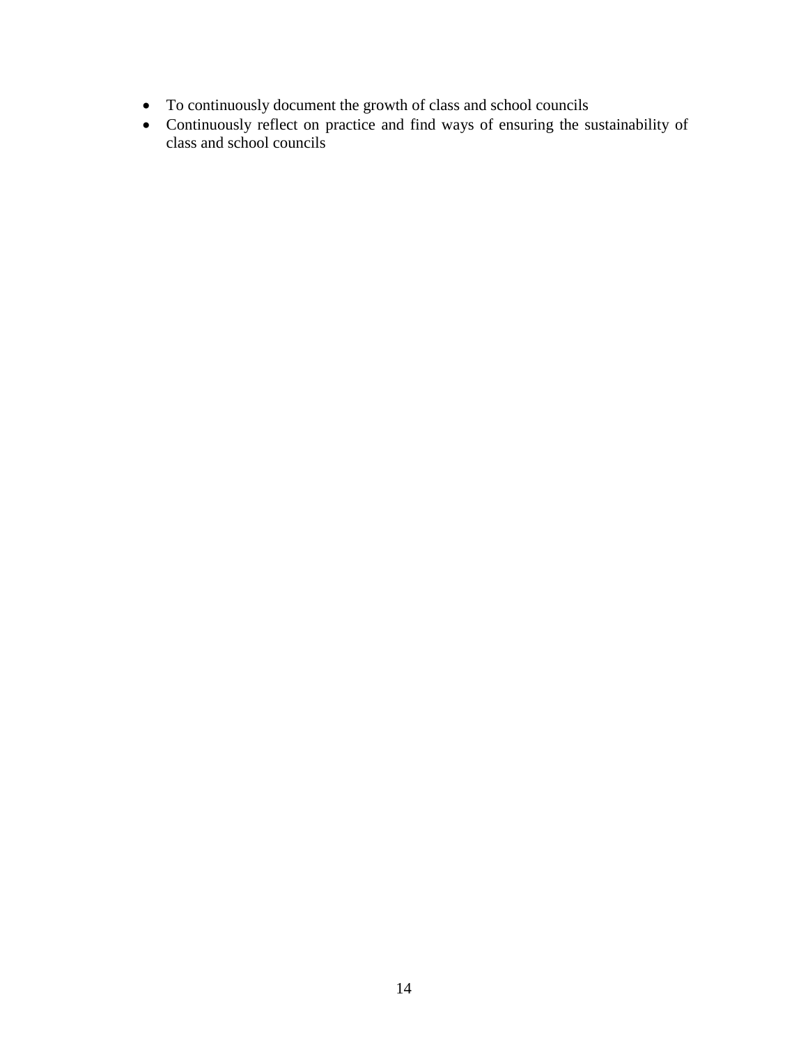- To continuously document the growth of class and school councils
- Continuously reflect on practice and find ways of ensuring the sustainability of class and school councils